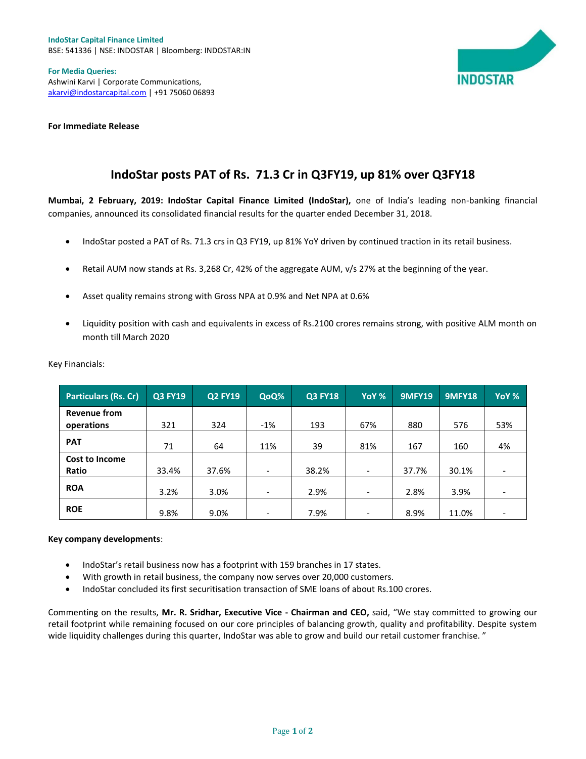**IndoStar Capital Finance Limited**
BSE: 541336 | NSE: INDOSTAR | Bloomberg: INDOSTAR:IN

**For Media Queries:**
Ashwini Karvi | Corporate Communications,
akarvi@indostarcapital.com | +91 75060 06893

**For Immediate Release**

# IndoStar posts PAT of Rs. 71.3 Cr in Q3FY19, up 81% over Q3FY18

**Mumbai, 2 February, 2019: IndoStar Capital Finance Limited (IndoStar),** one of India's leading non-banking financial companies, announced its consolidated financial results for the quarter ended December 31, 2018.

- IndoStar posted a PAT of Rs. 71.3 crs in Q3 FY19, up 81% YoY driven by continued traction in its retail business.
- Retail AUM now stands at Rs. 3,268 Cr, 42% of the aggregate AUM, v/s 27% at the beginning of the year.
- Asset quality remains strong with Gross NPA at 0.9% and Net NPA at 0.6%
- Liquidity position with cash and equivalents in excess of Rs.2100 crores remains strong, with positive ALM month on month till March 2020

Key Financials:

| Particulars (Rs. Cr) | Q3 FY19 | Q2 FY19 | QoQ% | Q3 FY18 | YoY % | 9MFY19 | 9MFY18 | YoY % |
|---|---|---|---|---|---|---|---|---|
| **Revenue from operations** | 321 | 324 | -1% | 193 | 67% | 880 | 576 | 53% |
| **PAT** | 71 | 64 | 11% | 39 | 81% | 167 | 160 | 4% |
| **Cost to Income Ratio** | 33.4% | 37.6% | - | 38.2% | - | 37.7% | 30.1% | - |
| **ROA** | 3.2% | 3.0% | - | 2.9% | - | 2.8% | 3.9% | - |
| **ROE** | 9.8% | 9.0% | - | 7.9% | - | 8.9% | 11.0% | - |

**Key company developments**:

- IndoStar's retail business now has a footprint with 159 branches in 17 states.
- With growth in retail business, the company now serves over 20,000 customers.
- IndoStar concluded its first securitisation transaction of SME loans of about Rs.100 crores.

Commenting on the results, **Mr. R. Sridhar, Executive Vice - Chairman and CEO,** said, "We stay committed to growing our retail footprint while remaining focused on our core principles of balancing growth, quality and profitability. Despite system wide liquidity challenges during this quarter, IndoStar was able to grow and build our retail customer franchise. "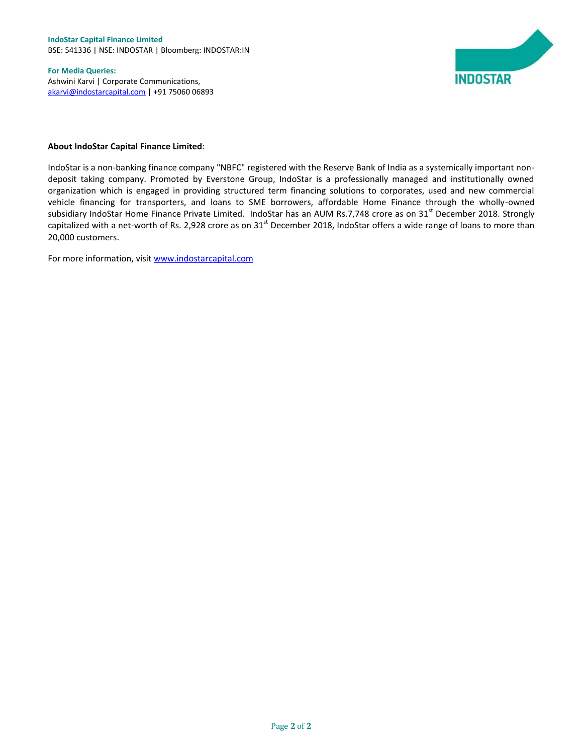**IndoStar Capital Finance Limited**
BSE: 541336 | NSE: INDOSTAR | Bloomberg: INDOSTAR:IN

**For Media Queries:**
Ashwini Karvi | Corporate Communications,
[akarvi@indostarcapital.com](mailto:akarvi@indostarcapital.com) | +91 75060 06893

INDOSTAR

**About IndoStar Capital Finance Limited**:

IndoStar is a non-banking finance company "NBFC" registered with the Reserve Bank of India as a systemically important non-deposit taking company. Promoted by Everstone Group, IndoStar is a professionally managed and institutionally owned organization which is engaged in providing structured term financing solutions to corporates, used and new commercial vehicle financing for transporters, and loans to SME borrowers, affordable Home Finance through the wholly-owned subsidiary IndoStar Home Finance Private Limited. IndoStar has an AUM Rs.7,748 crore as on 31st December 2018. Strongly capitalized with a net-worth of Rs. 2,928 crore as on 31st December 2018, IndoStar offers a wide range of loans to more than 20,000 customers.

For more information, visit [www.indostarcapital.com](http://www.indostarcapital.com)